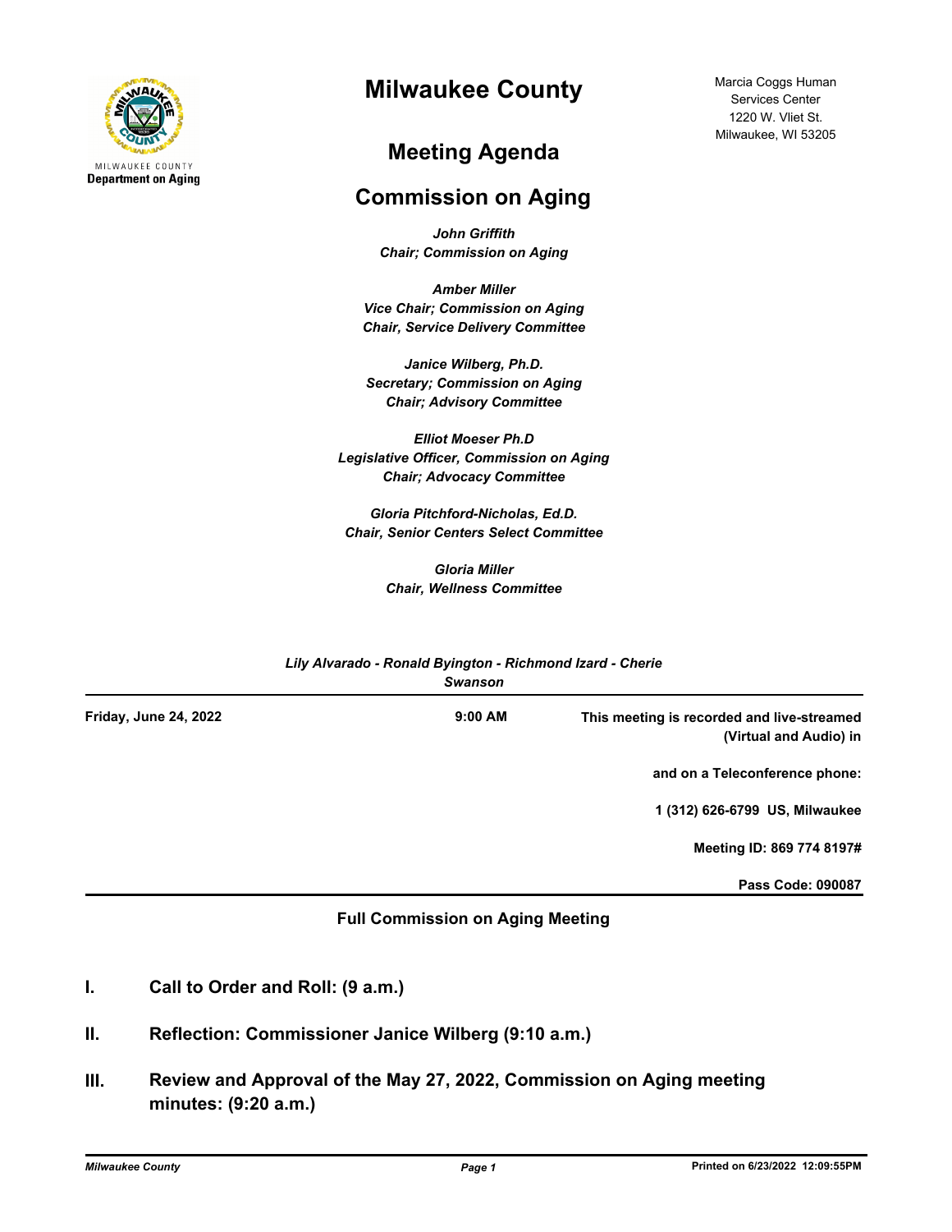MILWAUKEE COUNTY
**Department on Aging**

# Milwaukee County

Marcia Coggs Human Services Center
1220 W. Vliet St.
Milwaukee, WI 53205

## Meeting Agenda

## Commission on Aging

***John Griffith***
***Chair; Commission on Aging***

***Amber Miller***
***Vice Chair; Commission on Aging***
***Chair, Service Delivery Committee***

***Janice Wilberg, Ph.D.***
***Secretary; Commission on Aging***
***Chair; Advisory Committee***

***Elliot Moeser Ph.D***
***Legislative Officer, Commission on Aging***
***Chair; Advocacy Committee***

***Gloria Pitchford-Nicholas, Ed.D.***
***Chair, Senior Centers Select Committee***

***Gloria Miller***
***Chair, Wellness Committee***

***Lily Alvarado - Ronald Byington - Richmond Izard - Cherie Swanson***

**Friday, June 24, 2022** | **9:00 AM**

**This meeting is recorded and live-streamed (Virtual and Audio) in**

**and on a Teleconference phone:**

**1 (312) 626-6799 US, Milwaukee**

**Meeting ID: 869 774 8197#**

**Pass Code: 090087**

### Full Commission on Aging Meeting

**I. Call to Order and Roll: (9 a.m.)**

**II. Reflection: Commissioner Janice Wilberg (9:10 a.m.)**

**III. Review and Approval of the May 27, 2022, Commission on Aging meeting minutes: (9:20 a.m.)**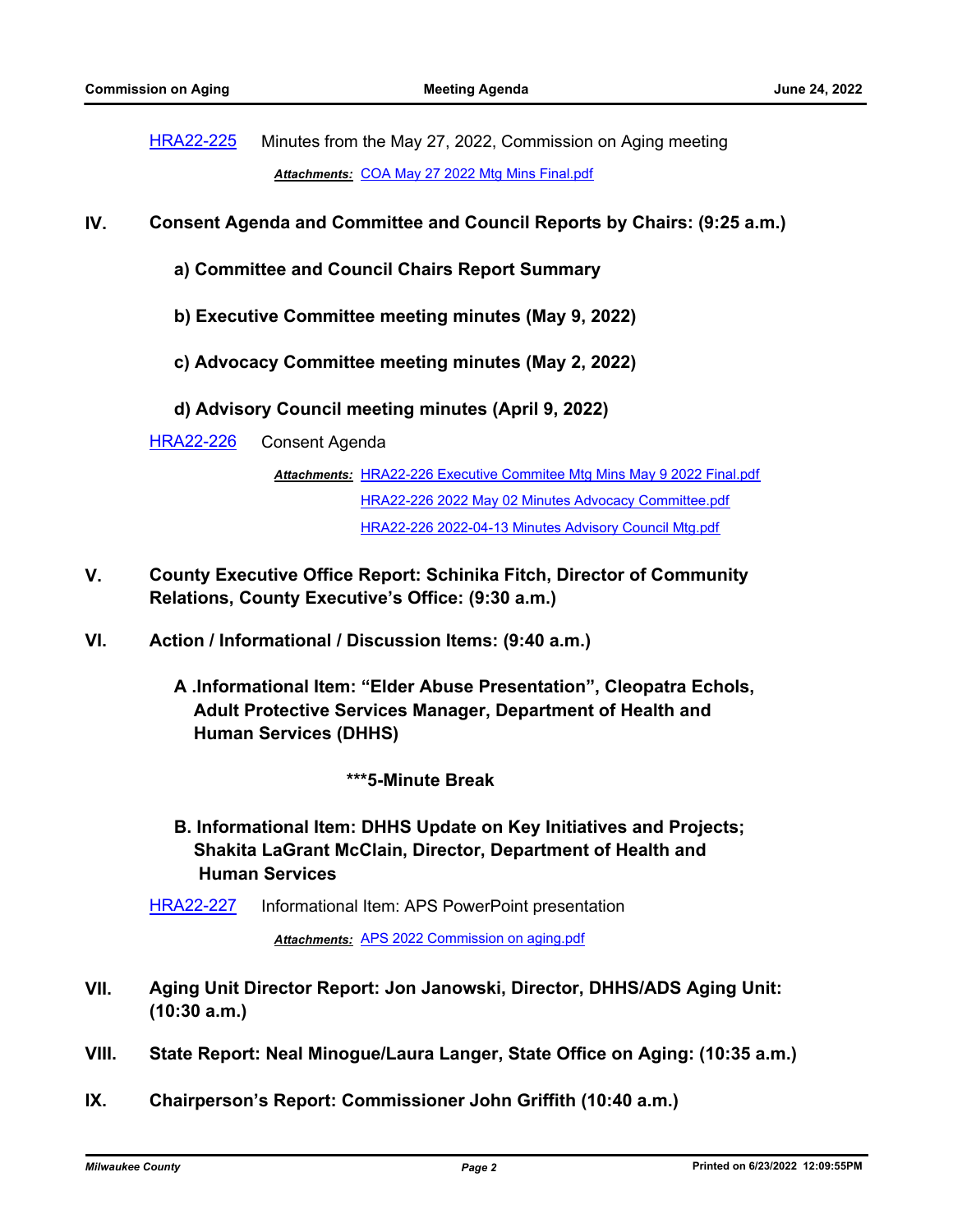HRA22-225 Minutes from the May 27, 2022, Commission on Aging meeting

*Attachments:* COA May 27 2022 Mtg Mins Final.pdf

## IV. Consent Agenda and Committee and Council Reports by Chairs: (9:25 a.m.)

**a) Committee and Council Chairs Report Summary**

**b) Executive Committee meeting minutes (May 9, 2022)**

**c) Advocacy Committee meeting minutes (May 2, 2022)**

**d) Advisory Council meeting minutes (April 9, 2022)**

HRA22-226 Consent Agenda

*Attachments:* HRA22-226 Executive Commitee Mtg Mins May 9 2022 Final.pdf
HRA22-226 2022 May 02 Minutes Advocacy Committee.pdf
HRA22-226 2022-04-13 Minutes Advisory Council Mtg.pdf

## V. County Executive Office Report: Schinika Fitch, Director of Community Relations, County Executive's Office: (9:30 a.m.)

## VI. Action / Informational / Discussion Items: (9:40 a.m.)

**A .Informational Item: "Elder Abuse Presentation", Cleopatra Echols, Adult Protective Services Manager, Department of Health and Human Services (DHHS)**

**\*\*\*5-Minute Break**

**B. Informational Item: DHHS Update on Key Initiatives and Projects; Shakita LaGrant McClain, Director, Department of Health and Human Services**

HRA22-227 Informational Item: APS PowerPoint presentation

*Attachments:* APS 2022 Commission on aging.pdf

## VII. Aging Unit Director Report: Jon Janowski, Director, DHHS/ADS Aging Unit: (10:30 a.m.)

## VIII. State Report: Neal Minogue/Laura Langer, State Office on Aging: (10:35 a.m.)

## IX. Chairperson's Report: Commissioner John Griffith (10:40 a.m.)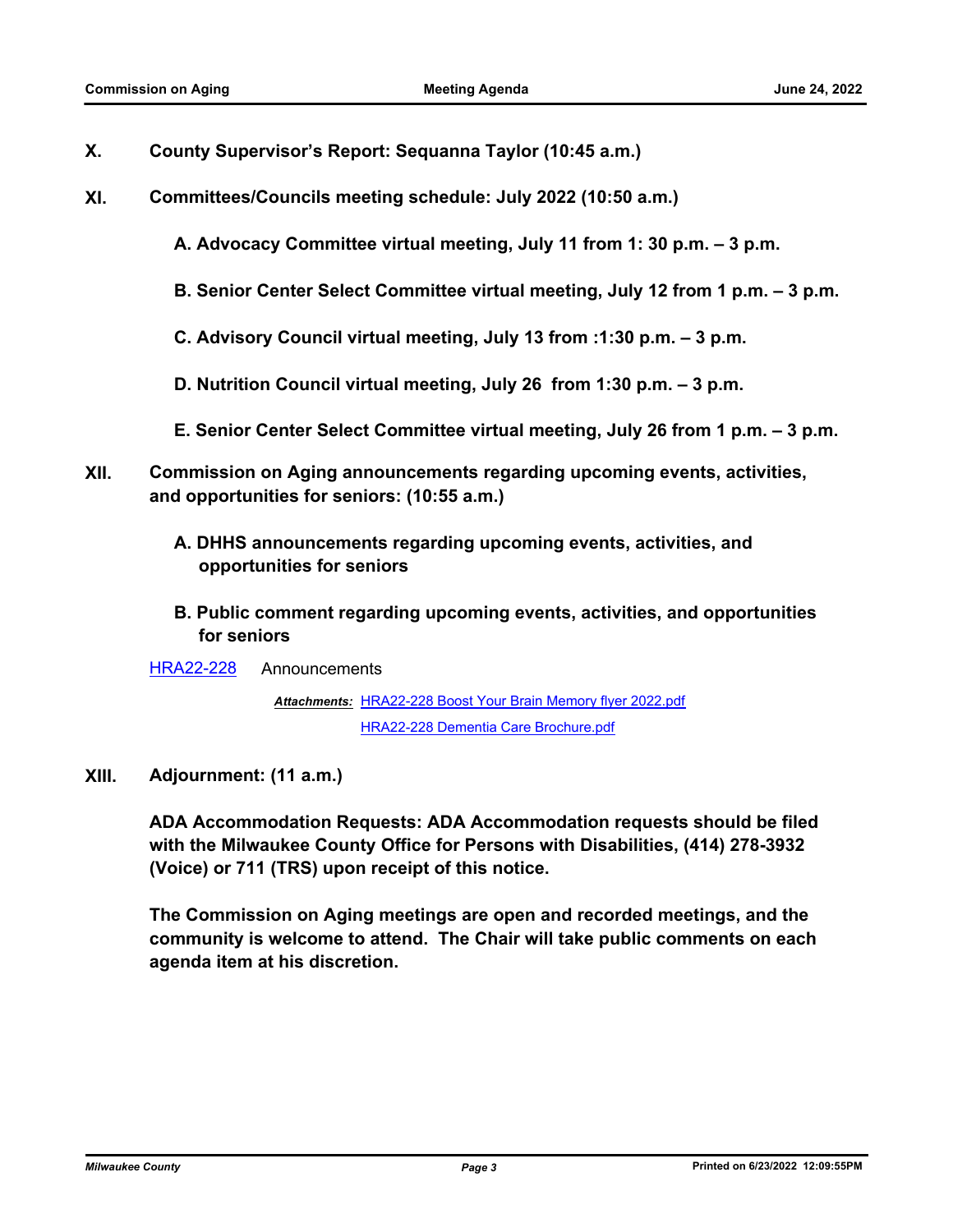**X. County Supervisor's Report: Sequanna Taylor (10:45 a.m.)**

**XI. Committees/Councils meeting schedule: July 2022 (10:50 a.m.)**

**A. Advocacy Committee virtual meeting, July 11 from 1: 30 p.m. – 3 p.m.**

**B. Senior Center Select Committee virtual meeting, July 12 from 1 p.m. – 3 p.m.**

**C. Advisory Council virtual meeting, July 13 from :1:30 p.m. – 3 p.m.**

**D. Nutrition Council virtual meeting, July 26 from 1:30 p.m. – 3 p.m.**

**E. Senior Center Select Committee virtual meeting, July 26 from 1 p.m. – 3 p.m.**

**XII. Commission on Aging announcements regarding upcoming events, activities, and opportunities for seniors: (10:55 a.m.)**

**A. DHHS announcements regarding upcoming events, activities, and opportunities for seniors**

**B. Public comment regarding upcoming events, activities, and opportunities for seniors**

HRA22-228 Announcements

***Attachments:*** HRA22-228 Boost Your Brain Memory flyer 2022.pdf
HRA22-228 Dementia Care Brochure.pdf

**XIII. Adjournment: (11 a.m.)**

**ADA Accommodation Requests: ADA Accommodation requests should be filed with the Milwaukee County Office for Persons with Disabilities, (414) 278-3932 (Voice) or 711 (TRS) upon receipt of this notice.**

**The Commission on Aging meetings are open and recorded meetings, and the community is welcome to attend. The Chair will take public comments on each agenda item at his discretion.**